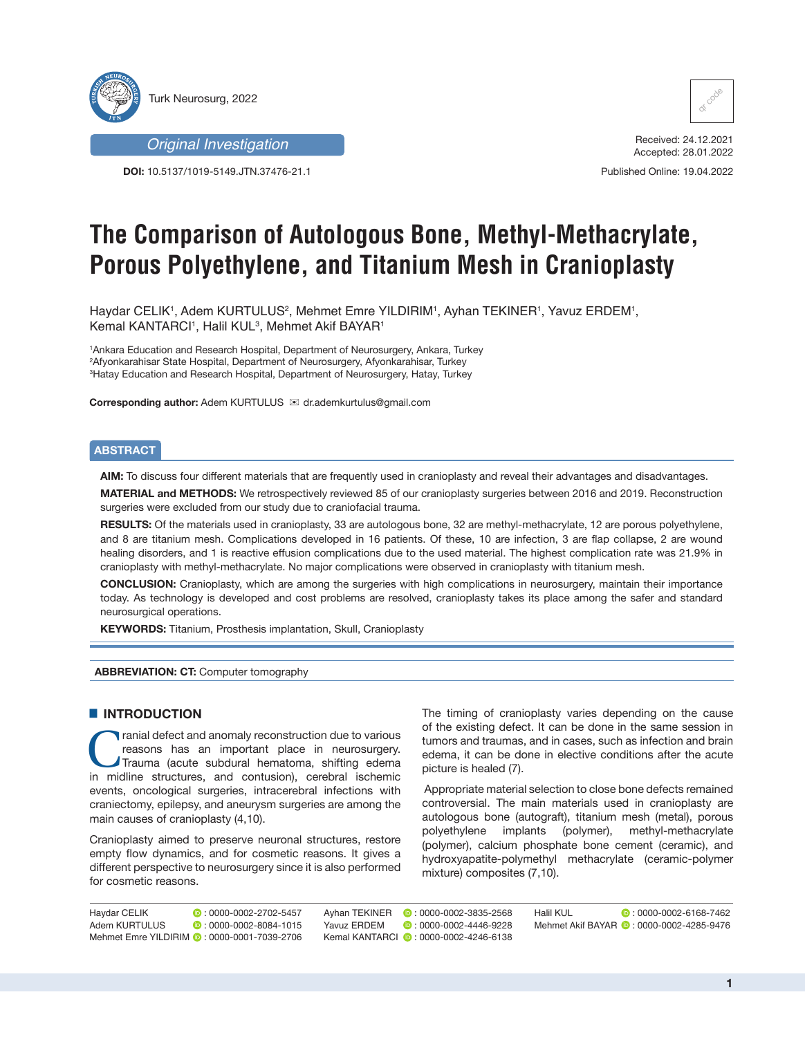Turk Neurosurg, 2022

*Original Investigation*

**DOI:** 10.5137/1019-5149.JTN.37476-21.1

Received: 24.12.2021
Accepted: 28.01.2022

Published Online: 19.04.2022

# The Comparison of Autologous Bone, Methyl-Methacrylate, Porous Polyethylene, and Titanium Mesh in Cranioplasty

Haydar CELIK[1], Adem KURTULUS[2], Mehmet Emre YILDIRIM[1], Ayhan TEKINER[1], Yavuz ERDEM[1], Kemal KANTARCI[1], Halil KUL[3], Mehmet Akif BAYAR[1]

[1]Ankara Education and Research Hospital, Department of Neurosurgery, Ankara, Turkey
[2]Afyonkarahisar State Hospital, Department of Neurosurgery, Afyonkarahisar, Turkey
[3]Hatay Education and Research Hospital, Department of Neurosurgery, Hatay, Turkey

**Corresponding author:** Adem KURTULUS ✉ dr.ademkurtulus@gmail.com

## ABSTRACT

**AIM:** To discuss four different materials that are frequently used in cranioplasty and reveal their advantages and disadvantages.

**MATERIAL and METHODS:** We retrospectively reviewed 85 of our cranioplasty surgeries between 2016 and 2019. Reconstruction surgeries were excluded from our study due to craniofacial trauma.

**RESULTS:** Of the materials used in cranioplasty, 33 are autologous bone, 32 are methyl-methacrylate, 12 are porous polyethylene, and 8 are titanium mesh. Complications developed in 16 patients. Of these, 10 are infection, 3 are flap collapse, 2 are wound healing disorders, and 1 is reactive effusion complications due to the used material. The highest complication rate was 21.9% in cranioplasty with methyl-methacrylate. No major complications were observed in cranioplasty with titanium mesh.

**CONCLUSION:** Cranioplasty, which are among the surgeries with high complications in neurosurgery, maintain their importance today. As technology is developed and cost problems are resolved, cranioplasty takes its place among the safer and standard neurosurgical operations.

**KEYWORDS:** Titanium, Prosthesis implantation, Skull, Cranioplasty

**ABBREVIATION: CT:** Computer tomography

## INTRODUCTION

Cranial defect and anomaly reconstruction due to various reasons has an important place in neurosurgery. Trauma (acute subdural hematoma, shifting edema in midline structures, and contusion), cerebral ischemic events, oncological surgeries, intracerebral infections with craniectomy, epilepsy, and aneurysm surgeries are among the main causes of cranioplasty (4,10).

Cranioplasty aimed to preserve neuronal structures, restore empty flow dynamics, and for cosmetic reasons. It gives a different perspective to neurosurgery since it is also performed for cosmetic reasons.

The timing of cranioplasty varies depending on the cause of the existing defect. It can be done in the same session in tumors and traumas, and in cases, such as infection and brain edema, it can be done in elective conditions after the acute picture is healed (7).

Appropriate material selection to close bone defects remained controversial. The main materials used in cranioplasty are autologous bone (autograft), titanium mesh (metal), porous polyethylene implants (polymer), methyl-methacrylate (polymer), calcium phosphate bone cement (ceramic), and hydroxyapatite-polymethyl methacrylate (ceramic-polymer mixture) composites (7,10).

Haydar CELIK : 0000-0002-2702-5457
Adem KURTULUS : 0000-0002-8084-1015
Mehmet Emre YILDIRIM : 0000-0001-7039-2706
Ayhan TEKINER : 0000-0002-3835-2568
Yavuz ERDEM : 0000-0002-4446-9228
Kemal KANTARCI : 0000-0002-4246-6138
Halil KUL : 0000-0002-6168-7462
Mehmet Akif BAYAR : 0000-0002-4285-9476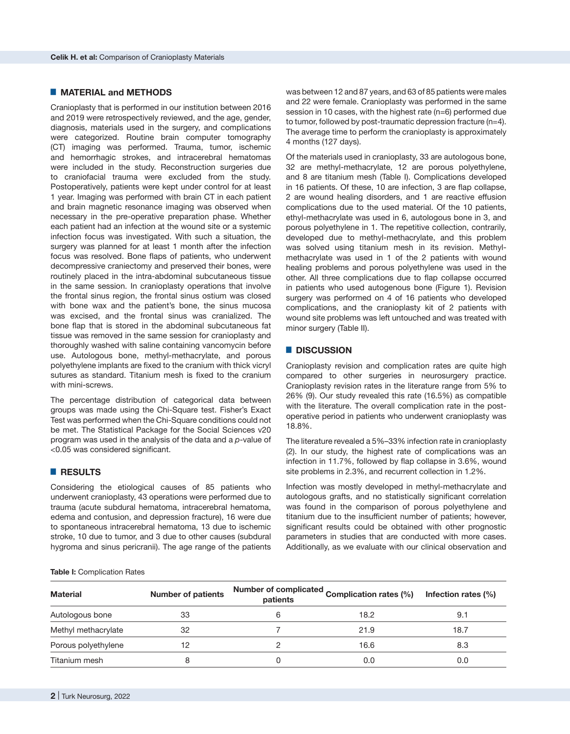## MATERIAL and METHODS

Cranioplasty that is performed in our institution between 2016 and 2019 were retrospectively reviewed, and the age, gender, diagnosis, materials used in the surgery, and complications were categorized. Routine brain computer tomography (CT) imaging was performed. Trauma, tumor, ischemic and hemorrhagic strokes, and intracerebral hematomas were included in the study. Reconstruction surgeries due to craniofacial trauma were excluded from the study. Postoperatively, patients were kept under control for at least 1 year. Imaging was performed with brain CT in each patient and brain magnetic resonance imaging was observed when necessary in the pre-operative preparation phase. Whether each patient had an infection at the wound site or a systemic infection focus was investigated. With such a situation, the surgery was planned for at least 1 month after the infection focus was resolved. Bone flaps of patients, who underwent decompressive craniectomy and preserved their bones, were routinely placed in the intra-abdominal subcutaneous tissue in the same session. In cranioplasty operations that involve the frontal sinus region, the frontal sinus ostium was closed with bone wax and the patient's bone, the sinus mucosa was excised, and the frontal sinus was cranialized. The bone flap that is stored in the abdominal subcutaneous fat tissue was removed in the same session for cranioplasty and thoroughly washed with saline containing vancomycin before use. Autologous bone, methyl-methacrylate, and porous polyethylene implants are fixed to the cranium with thick vicryl sutures as standard. Titanium mesh is fixed to the cranium with mini-screws.

The percentage distribution of categorical data between groups was made using the Chi-Square test. Fisher's Exact Test was performed when the Chi-Square conditions could not be met. The Statistical Package for the Social Sciences v20 program was used in the analysis of the data and a *p*-value of <0.05 was considered significant.

## RESULTS

Considering the etiological causes of 85 patients who underwent cranioplasty, 43 operations were performed due to trauma (acute subdural hematoma, intracerebral hematoma, edema and contusion, and depression fracture), 16 were due to spontaneous intracerebral hematoma, 13 due to ischemic stroke, 10 due to tumor, and 3 due to other causes (subdural hygroma and sinus pericranii). The age range of the patients was between 12 and 87 years, and 63 of 85 patients were males and 22 were female. Cranioplasty was performed in the same session in 10 cases, with the highest rate (n=6) performed due to tumor, followed by post-traumatic depression fracture (n=4). The average time to perform the cranioplasty is approximately 4 months (127 days).

Of the materials used in cranioplasty, 33 are autologous bone, 32 are methyl-methacrylate, 12 are porous polyethylene, and 8 are titanium mesh (Table I). Complications developed in 16 patients. Of these, 10 are infection, 3 are flap collapse, 2 are wound healing disorders, and 1 are reactive effusion complications due to the used material. Of the 10 patients, ethyl-methacrylate was used in 6, autologous bone in 3, and porous polyethylene in 1. The repetitive collection, contrarily, developed due to methyl-methacrylate, and this problem was solved using titanium mesh in its revision. Methyl-methacrylate was used in 1 of the 2 patients with wound healing problems and porous polyethylene was used in the other. All three complications due to flap collapse occurred in patients who used autogenous bone (Figure 1). Revision surgery was performed on 4 of 16 patients who developed complications, and the cranioplasty kit of 2 patients with wound site problems was left untouched and was treated with minor surgery (Table II).

## DISCUSSION

Cranioplasty revision and complication rates are quite high compared to other surgeries in neurosurgery practice. Cranioplasty revision rates in the literature range from 5% to 26% (9). Our study revealed this rate (16.5%) as compatible with the literature. The overall complication rate in the post-operative period in patients who underwent cranioplasty was 18.8%.

The literature revealed a 5%–33% infection rate in cranioplasty (2). In our study, the highest rate of complications was an infection in 11.7%, followed by flap collapse in 3.6%, wound site problems in 2.3%, and recurrent collection in 1.2%.

Infection was mostly developed in methyl-methacrylate and autologous grafts, and no statistically significant correlation was found in the comparison of porous polyethylene and titanium due to the insufficient number of patients; however, significant results could be obtained with other prognostic parameters in studies that are conducted with more cases. Additionally, as we evaluate with our clinical observation and

**Table I:** Complication Rates

| Material | Number of patients | Number of complicated patients | Complication rates (%) | Infection rates (%) |
|---|---|---|---|---|
| Autologous bone | 33 | 6 | 18.2 | 9.1 |
| Methyl methacrylate | 32 | 7 | 21.9 | 18.7 |
| Porous polyethylene | 12 | 2 | 16.6 | 8.3 |
| Titanium mesh | 8 | 0 | 0.0 | 0.0 |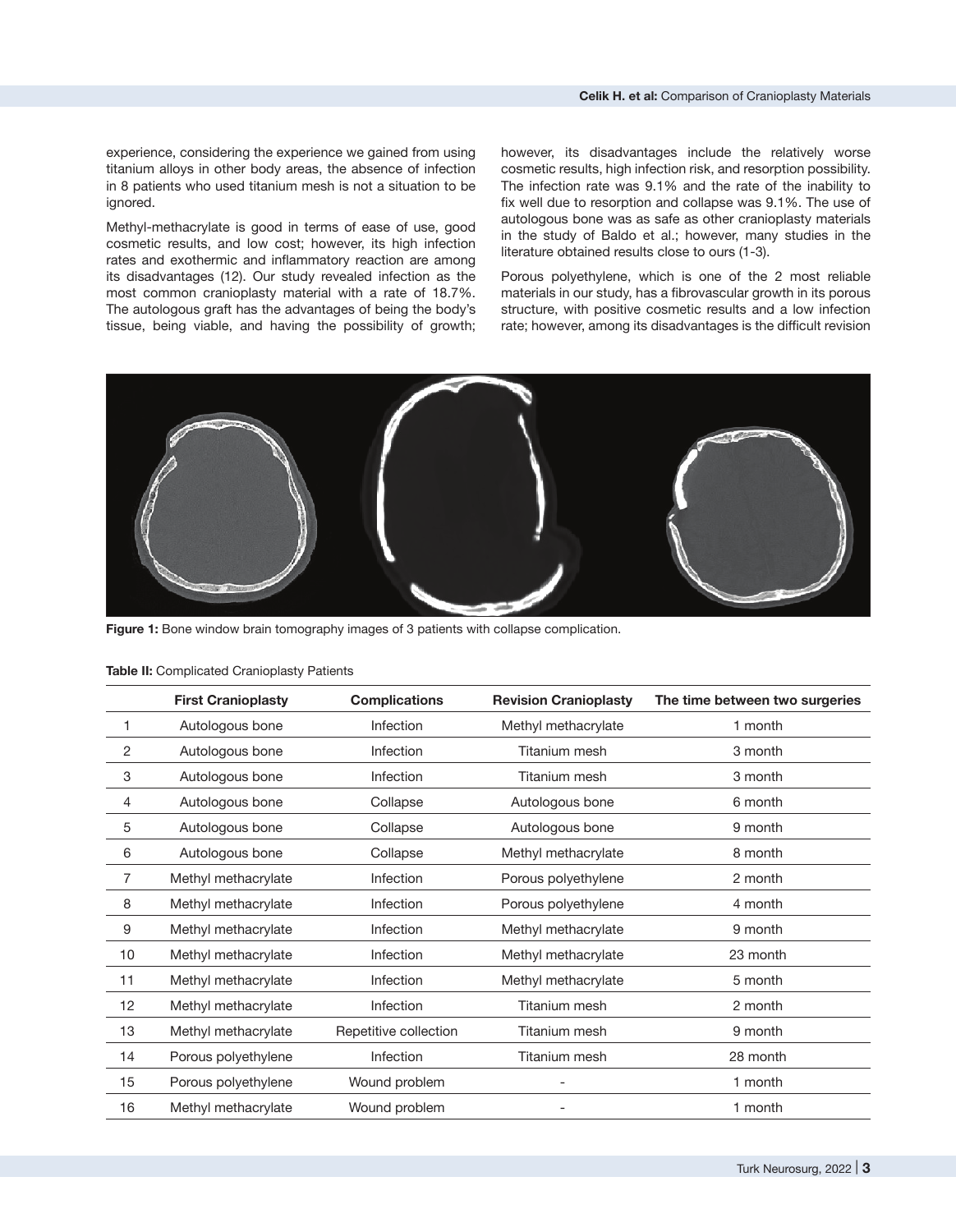experience, considering the experience we gained from using titanium alloys in other body areas, the absence of infection in 8 patients who used titanium mesh is not a situation to be ignored.

Methyl-methacrylate is good in terms of ease of use, good cosmetic results, and low cost; however, its high infection rates and exothermic and inflammatory reaction are among its disadvantages (12). Our study revealed infection as the most common cranioplasty material with a rate of 18.7%. The autologous graft has the advantages of being the body's tissue, being viable, and having the possibility of growth; however, its disadvantages include the relatively worse cosmetic results, high infection risk, and resorption possibility. The infection rate was 9.1% and the rate of the inability to fix well due to resorption and collapse was 9.1%. The use of autologous bone was as safe as other cranioplasty materials in the study of Baldo et al.; however, many studies in the literature obtained results close to ours (1-3).

Porous polyethylene, which is one of the 2 most reliable materials in our study, has a fibrovascular growth in its porous structure, with positive cosmetic results and a low infection rate; however, among its disadvantages is the difficult revision

**Figure 1:** Bone window brain tomography images of 3 patients with collapse complication.

**Table II:** Complicated Cranioplasty Patients

| | First Cranioplasty | Complications | Revision Cranioplasty | The time between two surgeries |
|---|---|---|---|---|
| 1 | Autologous bone | Infection | Methyl methacrylate | 1 month |
| 2 | Autologous bone | Infection | Titanium mesh | 3 month |
| 3 | Autologous bone | Infection | Titanium mesh | 3 month |
| 4 | Autologous bone | Collapse | Autologous bone | 6 month |
| 5 | Autologous bone | Collapse | Autologous bone | 9 month |
| 6 | Autologous bone | Collapse | Methyl methacrylate | 8 month |
| 7 | Methyl methacrylate | Infection | Porous polyethylene | 2 month |
| 8 | Methyl methacrylate | Infection | Porous polyethylene | 4 month |
| 9 | Methyl methacrylate | Infection | Methyl methacrylate | 9 month |
| 10 | Methyl methacrylate | Infection | Methyl methacrylate | 23 month |
| 11 | Methyl methacrylate | Infection | Methyl methacrylate | 5 month |
| 12 | Methyl methacrylate | Infection | Titanium mesh | 2 month |
| 13 | Methyl methacrylate | Repetitive collection | Titanium mesh | 9 month |
| 14 | Porous polyethylene | Infection | Titanium mesh | 28 month |
| 15 | Porous polyethylene | Wound problem | - | 1 month |
| 16 | Methyl methacrylate | Wound problem | - | 1 month |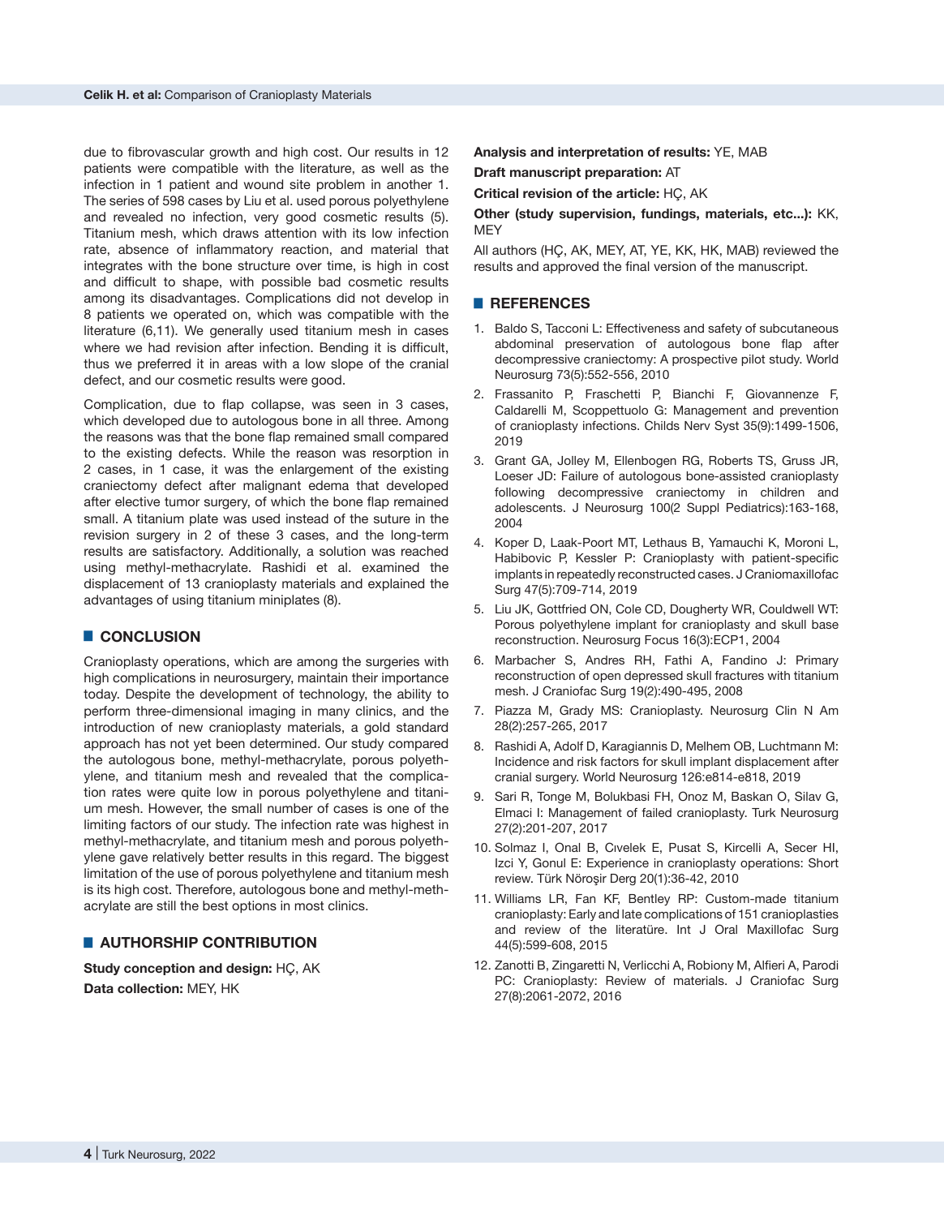due to fibrovascular growth and high cost. Our results in 12 patients were compatible with the literature, as well as the infection in 1 patient and wound site problem in another 1. The series of 598 cases by Liu et al. used porous polyethylene and revealed no infection, very good cosmetic results (5). Titanium mesh, which draws attention with its low infection rate, absence of inflammatory reaction, and material that integrates with the bone structure over time, is high in cost and difficult to shape, with possible bad cosmetic results among its disadvantages. Complications did not develop in 8 patients we operated on, which was compatible with the literature (6,11). We generally used titanium mesh in cases where we had revision after infection. Bending it is difficult, thus we preferred it in areas with a low slope of the cranial defect, and our cosmetic results were good.

Complication, due to flap collapse, was seen in 3 cases, which developed due to autologous bone in all three. Among the reasons was that the bone flap remained small compared to the existing defects. While the reason was resorption in 2 cases, in 1 case, it was the enlargement of the existing craniectomy defect after malignant edema that developed after elective tumor surgery, of which the bone flap remained small. A titanium plate was used instead of the suture in the revision surgery in 2 of these 3 cases, and the long-term results are satisfactory. Additionally, a solution was reached using methyl-methacrylate. Rashidi et al. examined the displacement of 13 cranioplasty materials and explained the advantages of using titanium miniplates (8).

## CONCLUSION

Cranioplasty operations, which are among the surgeries with high complications in neurosurgery, maintain their importance today. Despite the development of technology, the ability to perform three-dimensional imaging in many clinics, and the introduction of new cranioplasty materials, a gold standard approach has not yet been determined. Our study compared the autologous bone, methyl-methacrylate, porous polyethylene, and titanium mesh and revealed that the complication rates were quite low in porous polyethylene and titanium mesh. However, the small number of cases is one of the limiting factors of our study. The infection rate was highest in methyl-methacrylate, and titanium mesh and porous polyethylene gave relatively better results in this regard. The biggest limitation of the use of porous polyethylene and titanium mesh is its high cost. Therefore, autologous bone and methyl-methacrylate are still the best options in most clinics.

## AUTHORSHIP CONTRIBUTION

**Study conception and design:** HÇ, AK

**Data collection:** MEY, HK

**Analysis and interpretation of results:** YE, MAB

**Draft manuscript preparation:** AT

**Critical revision of the article:** HÇ, AK

**Other (study supervision, fundings, materials, etc...):** KK, MEY

All authors (HÇ, AK, MEY, AT, YE, KK, HK, MAB) reviewed the results and approved the final version of the manuscript.

## REFERENCES

1. Baldo S, Tacconi L: Effectiveness and safety of subcutaneous abdominal preservation of autologous bone flap after decompressive craniectomy: A prospective pilot study. World Neurosurg 73(5):552-556, 2010
2. Frassanito P, Fraschetti P, Bianchi F, Giovannenze F, Caldarelli M, Scoppettuolo G: Management and prevention of cranioplasty infections. Childs Nerv Syst 35(9):1499-1506, 2019
3. Grant GA, Jolley M, Ellenbogen RG, Roberts TS, Gruss JR, Loeser JD: Failure of autologous bone-assisted cranioplasty following decompressive craniectomy in children and adolescents. J Neurosurg 100(2 Suppl Pediatrics):163-168, 2004
4. Koper D, Laak-Poort MT, Lethaus B, Yamauchi K, Moroni L, Habibovic P, Kessler P: Cranioplasty with patient-specific implants in repeatedly reconstructed cases. J Craniomaxillofac Surg 47(5):709-714, 2019
5. Liu JK, Gottfried ON, Cole CD, Dougherty WR, Couldwell WT: Porous polyethylene implant for cranioplasty and skull base reconstruction. Neurosurg Focus 16(3):ECP1, 2004
6. Marbacher S, Andres RH, Fathi A, Fandino J: Primary reconstruction of open depressed skull fractures with titanium mesh. J Craniofac Surg 19(2):490-495, 2008
7. Piazza M, Grady MS: Cranioplasty. Neurosurg Clin N Am 28(2):257-265, 2017
8. Rashidi A, Adolf D, Karagiannis D, Melhem OB, Luchtmann M: Incidence and risk factors for skull implant displacement after cranial surgery. World Neurosurg 126:e814-e818, 2019
9. Sari R, Tonge M, Bolukbasi FH, Onoz M, Baskan O, Silav G, Elmaci I: Management of failed cranioplasty. Turk Neurosurg 27(2):201-207, 2017
10. Solmaz I, Onal B, Cıvelek E, Pusat S, Kircelli A, Secer HI, Izci Y, Gonul E: Experience in cranioplasty operations: Short review. Türk Nöroşir Derg 20(1):36-42, 2010
11. Williams LR, Fan KF, Bentley RP: Custom-made titanium cranioplasty: Early and late complications of 151 cranioplasties and review of the literatüre. Int J Oral Maxillofac Surg 44(5):599-608, 2015
12. Zanotti B, Zingaretti N, Verlicchi A, Robiony M, Alfieri A, Parodi PC: Cranioplasty: Review of materials. J Craniofac Surg 27(8):2061-2072, 2016